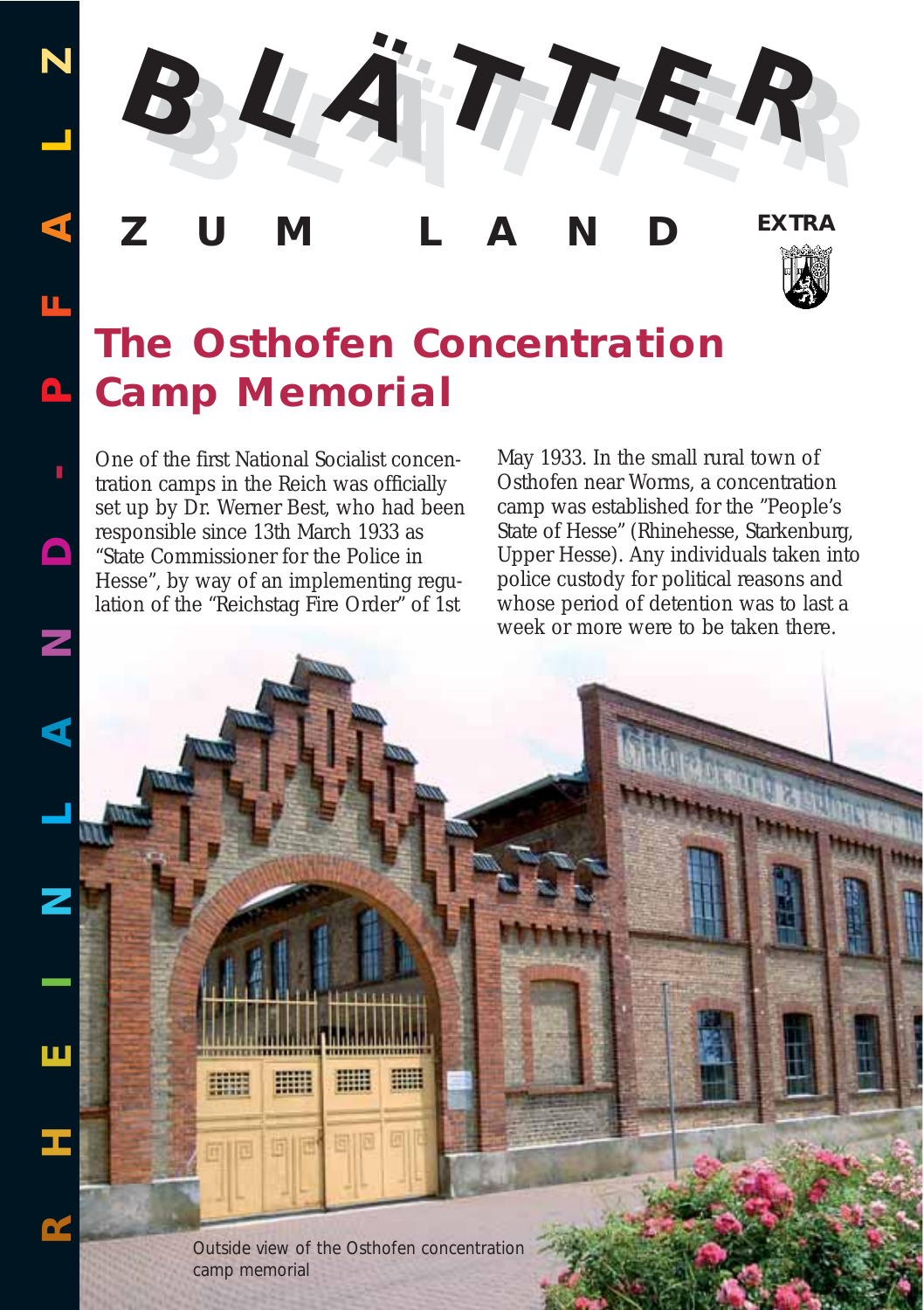# BLÄTTER ZUM LAND

EXTRA

## The Osthofen Concentration Camp Memorial

One of the first National Socialist concentration camps in the Reich was officially set up by Dr. Werner Best, who had been responsible since 13th March 1933 as "State Commissioner for the Police in Hesse", by way of an implementing regulation of the "Reichstag Fire Order" of 1st May 1933. In the small rural town of Osthofen near Worms, a concentration camp was established for the "People's State of Hesse" (Rhinehesse, Starkenburg, Upper Hesse). Any individuals taken into police custody for political reasons and whose period of detention was to last a week or more were to be taken there.

Outside view of the Osthofen concentration camp memorial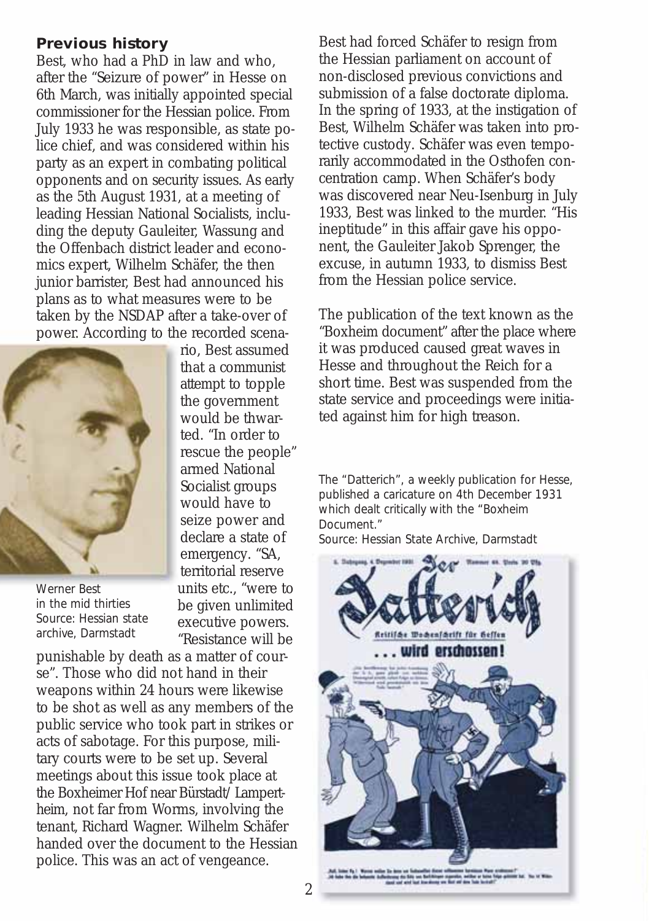## Previous history

Best, who had a PhD in law and who, after the "Seizure of power" in Hesse on 6th March, was initially appointed special commissioner for the Hessian police. From July 1933 he was responsible, as state police chief, and was considered within his party as an expert in combating political opponents and on security issues. As early as the 5th August 1931, at a meeting of leading Hessian National Socialists, including the deputy Gauleiter, Wassung and the Offenbach district leader and economics expert, Wilhelm Schäfer, the then junior barrister, Best had announced his plans as to what measures were to be taken by the NSDAP after a take-over of power. According to the recorded scenario, Best assumed that a communist attempt to topple the government would be thwarted. "In order to rescue the people" armed National Socialist groups would have to seize power and declare a state of emergency. "SA, territorial reserve units etc., "were to be given unlimited executive powers. "Resistance will be punishable by death as a matter of course". Those who did not hand in their weapons within 24 hours were likewise to be shot as well as any members of the public service who took part in strikes or acts of sabotage. For this purpose, military courts were to be set up. Several meetings about this issue took place at the Boxheimer Hof near Bürstadt/ Lampertheim, not far from Worms, involving the tenant, Richard Wagner. Wilhelm Schäfer handed over the document to the Hessian police. This was an act of vengeance.

Werner Best in the mid thirties
Source: Hessian state archive, Darmstadt

Best had forced Schäfer to resign from the Hessian parliament on account of non-disclosed previous convictions and submission of a false doctorate diploma. In the spring of 1933, at the instigation of Best, Wilhelm Schäfer was taken into protective custody. Schäfer was even temporarily accommodated in the Osthofen concentration camp. When Schäfer's body was discovered near Neu-Isenburg in July 1933, Best was linked to the murder. "His ineptitude" in this affair gave his opponent, the Gauleiter Jakob Sprenger, the excuse, in autumn 1933, to dismiss Best from the Hessian police service.

The publication of the text known as the "Boxheim document" after the place where it was produced caused great waves in Hesse and throughout the Reich for a short time. Best was suspended from the state service and proceedings were initiated against him for high treason.

The "Datterich", a weekly publication for Hesse, published a caricature on 4th December 1931 which dealt critically with the "Boxheim Document."
Source: Hessian State Archive, Darmstadt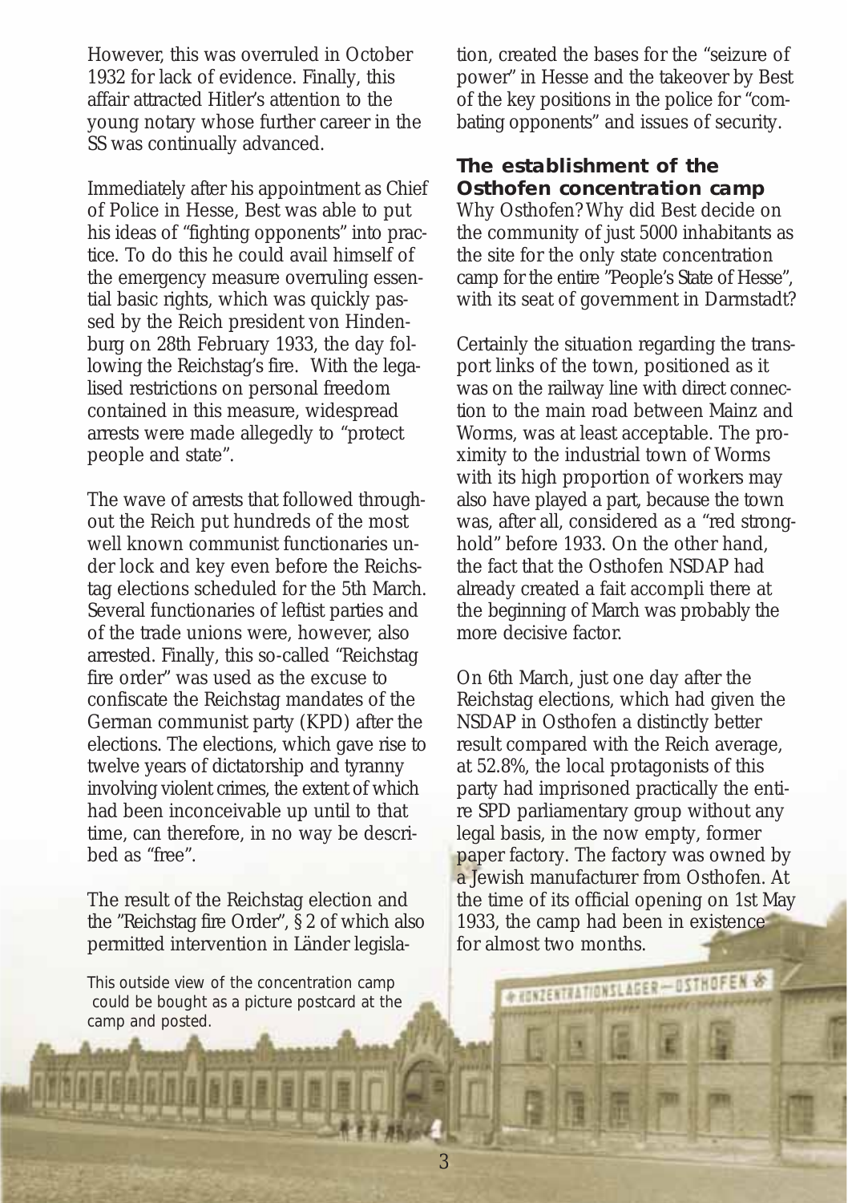However, this was overruled in October 1932 for lack of evidence. Finally, this affair attracted Hitler's attention to the young notary whose further career in the SS was continually advanced.

Immediately after his appointment as Chief of Police in Hesse, Best was able to put his ideas of "fighting opponents" into practice. To do this he could avail himself of the emergency measure overruling essential basic rights, which was quickly passed by the Reich president von Hindenburg on 28th February 1933, the day following the Reichstag's fire. With the legalised restrictions on personal freedom contained in this measure, widespread arrests were made allegedly to "protect people and state".

The wave of arrests that followed throughout the Reich put hundreds of the most well known communist functionaries under lock and key even before the Reichstag elections scheduled for the 5th March. Several functionaries of leftist parties and of the trade unions were, however, also arrested. Finally, this so-called "Reichstag fire order" was used as the excuse to confiscate the Reichstag mandates of the German communist party (KPD) after the elections. The elections, which gave rise to twelve years of dictatorship and tyranny involving violent crimes, the extent of which had been inconceivable up until to that time, can therefore, in no way be described as "free".

The result of the Reichstag election and the "Reichstag fire Order", § 2 of which also permitted intervention in Länder legislation, created the bases for the "seizure of power" in Hesse and the takeover by Best of the key positions in the police for "combating opponents" and issues of security.

## The establishment of the Osthofen concentration camp

Why Osthofen? Why did Best decide on the community of just 5000 inhabitants as the site for the only state concentration camp for the entire "People's State of Hesse", with its seat of government in Darmstadt?

Certainly the situation regarding the transport links of the town, positioned as it was on the railway line with direct connection to the main road between Mainz and Worms, was at least acceptable. The proximity to the industrial town of Worms with its high proportion of workers may also have played a part, because the town was, after all, considered as a "red stronghold" before 1933. On the other hand, the fact that the Osthofen NSDAP had already created a fait accompli there at the beginning of March was probably the more decisive factor.

On 6th March, just one day after the Reichstag elections, which had given the NSDAP in Osthofen a distinctly better result compared with the Reich average, at 52.8%, the local protagonists of this party had imprisoned practically the entire SPD parliamentary group without any legal basis, in the now empty, former paper factory. The factory was owned by a Jewish manufacturer from Osthofen. At the time of its official opening on 1st May 1933, the camp had been in existence for almost two months.

This outside view of the concentration camp could be bought as a picture postcard at the camp and posted.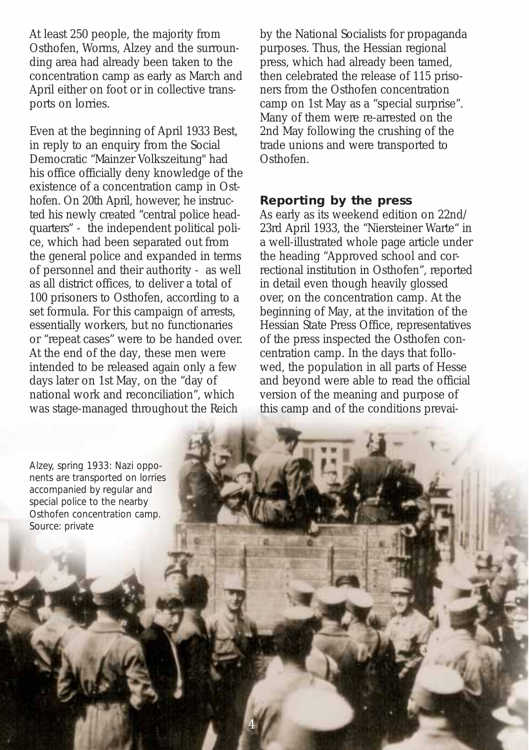At least 250 people, the majority from Osthofen, Worms, Alzey and the surrounding area had already been taken to the concentration camp as early as March and April either on foot or in collective transports on lorries.

Even at the beginning of April 1933 Best, in reply to an enquiry from the Social Democratic "Mainzer Volkszeitung" had his office officially deny knowledge of the existence of a concentration camp in Osthofen. On 20th April, however, he instructed his newly created "central police headquarters" - the independent political police, which had been separated out from the general police and expanded in terms of personnel and their authority - as well as all district offices, to deliver a total of 100 prisoners to Osthofen, according to a set formula. For this campaign of arrests, essentially workers, but no functionaries or "repeat cases" were to be handed over. At the end of the day, these men were intended to be released again only a few days later on 1st May, on the "day of national work and reconciliation", which was stage-managed throughout the Reich by the National Socialists for propaganda purposes. Thus, the Hessian regional press, which had already been tamed, then celebrated the release of 115 prisoners from the Osthofen concentration camp on 1st May as a "special surprise". Many of them were re-arrested on the 2nd May following the crushing of the trade unions and were transported to Osthofen.

## Reporting by the press

As early as its weekend edition on 22nd/23rd April 1933, the "Niersteiner Warte" in a well-illustrated whole page article under the heading "Approved school and correctional institution in Osthofen", reported in detail even though heavily glossed over, on the concentration camp. At the beginning of May, at the invitation of the Hessian State Press Office, representatives of the press inspected the Osthofen concentration camp. In the days that followed, the population in all parts of Hesse and beyond were able to read the official version of the meaning and purpose of this camp and of the conditions prevai-

Alzey, spring 1933: Nazi opponents are transported on lorries accompanied by regular and special police to the nearby Osthofen concentration camp. Source: private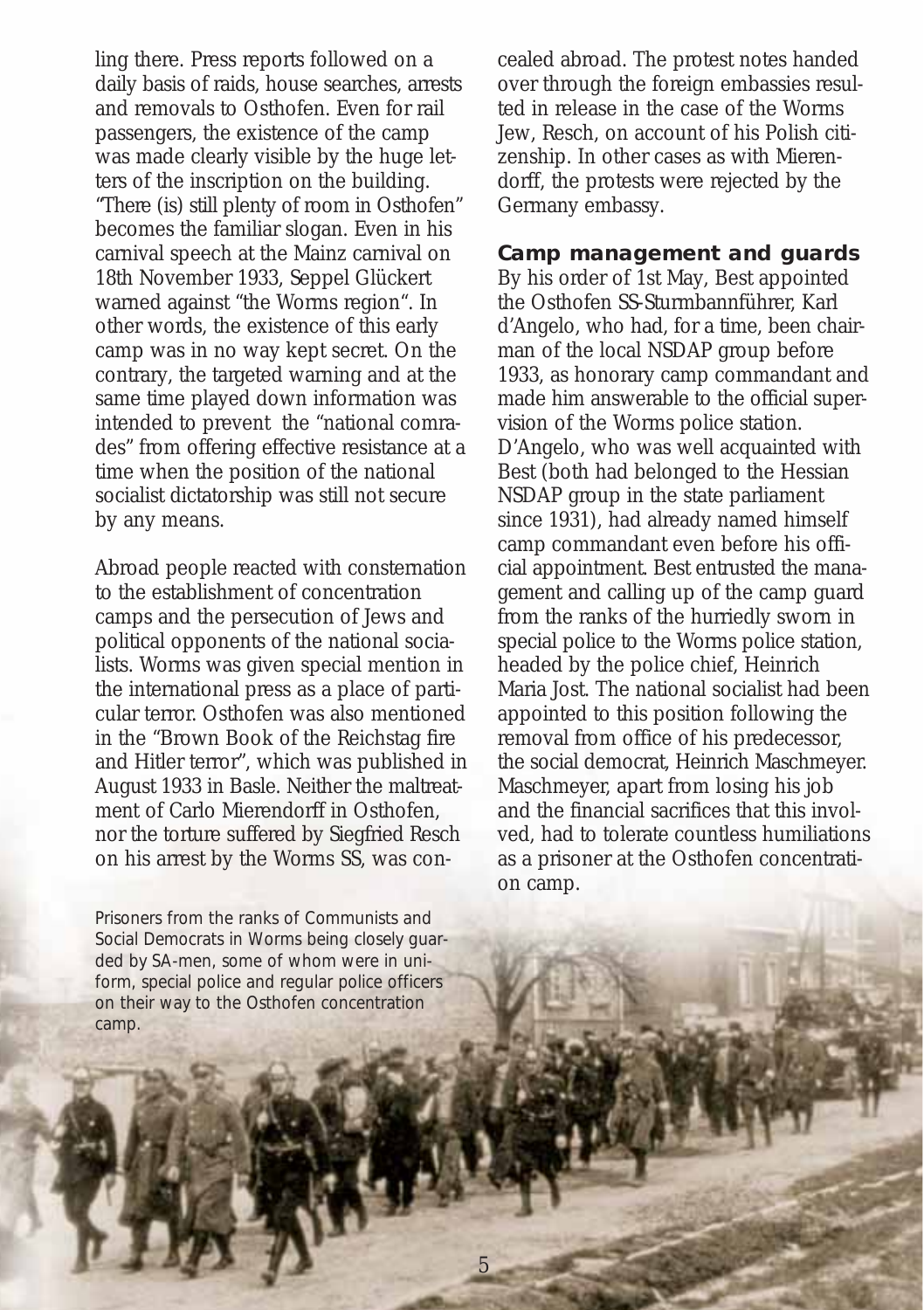ling there. Press reports followed on a daily basis of raids, house searches, arrests and removals to Osthofen. Even for rail passengers, the existence of the camp was made clearly visible by the huge letters of the inscription on the building. "There (is) still plenty of room in Osthofen" becomes the familiar slogan. Even in his carnival speech at the Mainz carnival on 18th November 1933, Seppel Glückert warned against "the Worms region". In other words, the existence of this early camp was in no way kept secret. On the contrary, the targeted warning and at the same time played down information was intended to prevent the "national comrades" from offering effective resistance at a time when the position of the national socialist dictatorship was still not secure by any means.

Abroad people reacted with consternation to the establishment of concentration camps and the persecution of Jews and political opponents of the national socialists. Worms was given special mention in the international press as a place of particular terror. Osthofen was also mentioned in the "Brown Book of the Reichstag fire and Hitler terror", which was published in August 1933 in Basle. Neither the maltreatment of Carlo Mierendorff in Osthofen, nor the torture suffered by Siegfried Resch on his arrest by the Worms SS, was concealed abroad. The protest notes handed over through the foreign embassies resulted in release in the case of the Worms Jew, Resch, on account of his Polish citizenship. In other cases as with Mierendorff, the protests were rejected by the Germany embassy.

## Camp management and guards

By his order of 1st May, Best appointed the Osthofen SS-Sturmbannführer, Karl d'Angelo, who had, for a time, been chairman of the local NSDAP group before 1933, as honorary camp commandant and made him answerable to the official supervision of the Worms police station. D'Angelo, who was well acquainted with Best (both had belonged to the Hessian NSDAP group in the state parliament since 1931), had already named himself camp commandant even before his official appointment. Best entrusted the management and calling up of the camp guard from the ranks of the hurriedly sworn in special police to the Worms police station, headed by the police chief, Heinrich Maria Jost. The national socialist had been appointed to this position following the removal from office of his predecessor, the social democrat, Heinrich Maschmeyer. Maschmeyer, apart from losing his job and the financial sacrifices that this involved, had to tolerate countless humiliations as a prisoner at the Osthofen concentration camp.

Prisoners from the ranks of Communists and Social Democrats in Worms being closely guarded by SA-men, some of whom were in uniform, special police and regular police officers on their way to the Osthofen concentration camp.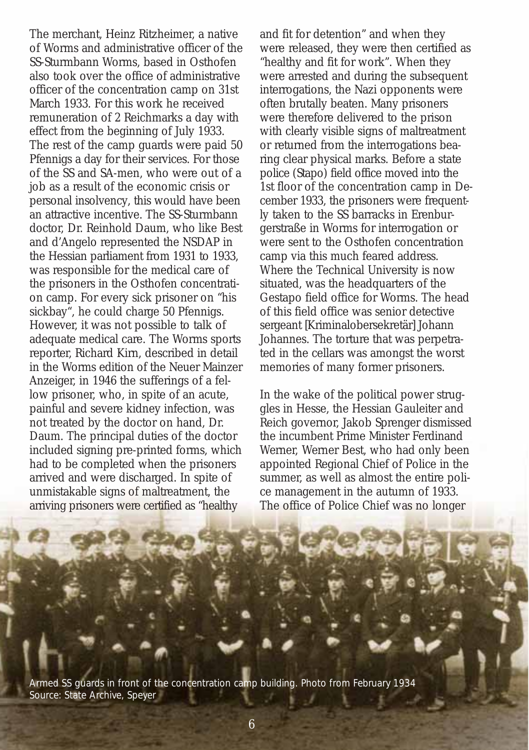The merchant, Heinz Ritzheimer, a native of Worms and administrative officer of the SS-Sturmbann Worms, based in Osthofen also took over the office of administrative officer of the concentration camp on 31st March 1933. For this work he received remuneration of 2 Reichmarks a day with effect from the beginning of July 1933. The rest of the camp guards were paid 50 Pfennigs a day for their services. For those of the SS and SA-men, who were out of a job as a result of the economic crisis or personal insolvency, this would have been an attractive incentive. The SS-Sturmbann doctor, Dr. Reinhold Daum, who like Best and d'Angelo represented the NSDAP in the Hessian parliament from 1931 to 1933, was responsible for the medical care of the prisoners in the Osthofen concentration camp. For every sick prisoner on "his sickbay", he could charge 50 Pfennigs. However, it was not possible to talk of adequate medical care. The Worms sports reporter, Richard Kirn, described in detail in the Worms edition of the Neuer Mainzer Anzeiger, in 1946 the sufferings of a fellow prisoner, who, in spite of an acute, painful and severe kidney infection, was not treated by the doctor on hand, Dr. Daum. The principal duties of the doctor included signing pre-printed forms, which had to be completed when the prisoners arrived and were discharged. In spite of unmistakable signs of maltreatment, the arriving prisoners were certified as "healthy and fit for detention" and when they were released, they were then certified as "healthy and fit for work". When they were arrested and during the subsequent interrogations, the Nazi opponents were often brutally beaten. Many prisoners were therefore delivered to the prison with clearly visible signs of maltreatment or returned from the interrogations bearing clear physical marks. Before a state police (Stapo) field office moved into the 1st floor of the concentration camp in December 1933, the prisoners were frequently taken to the SS barracks in Erenburgerstraße in Worms for interrogation or were sent to the Osthofen concentration camp via this much feared address. Where the Technical University is now situated, was the headquarters of the Gestapo field office for Worms. The head of this field office was senior detective sergeant [Kriminalobersekretär] Johann Johannes. The torture that was perpetrated in the cellars was amongst the worst memories of many former prisoners.

In the wake of the political power struggles in Hesse, the Hessian Gauleiter and Reich governor, Jakob Sprenger dismissed the incumbent Prime Minister Ferdinand Werner, Werner Best, who had only been appointed Regional Chief of Police in the summer, as well as almost the entire police management in the autumn of 1933. The office of Police Chief was no longer

Armed SS guards in front of the concentration camp building. Photo from February 1934
Source: State Archive, Speyer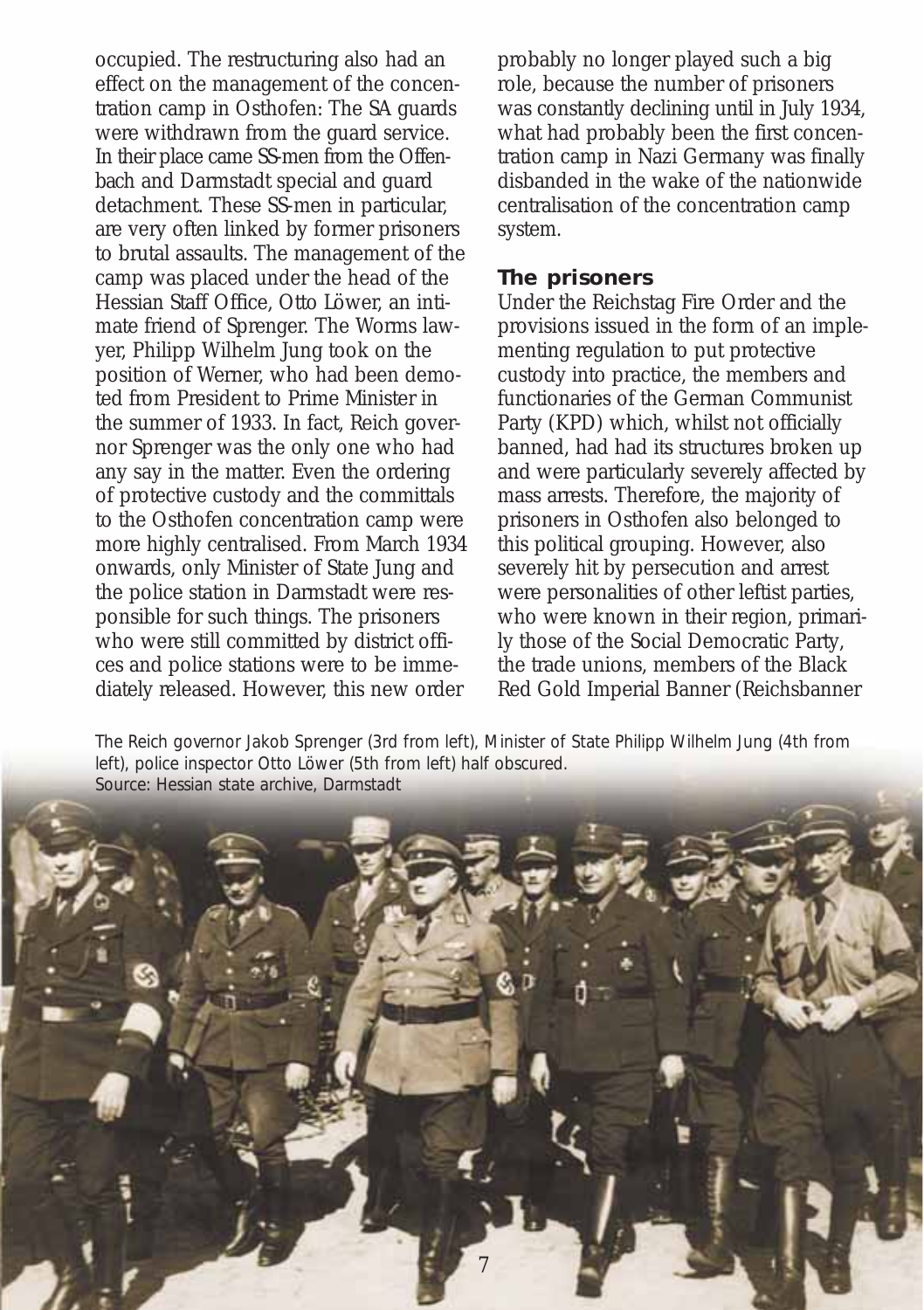occupied. The restructuring also had an effect on the management of the concentration camp in Osthofen: The SA guards were withdrawn from the guard service. In their place came SS-men from the Offenbach and Darmstadt special and guard detachment. These SS-men in particular, are very often linked by former prisoners to brutal assaults. The management of the camp was placed under the head of the Hessian Staff Office, Otto Löwer, an intimate friend of Sprenger. The Worms lawyer, Philipp Wilhelm Jung took on the position of Werner, who had been demoted from President to Prime Minister in the summer of 1933. In fact, Reich governor Sprenger was the only one who had any say in the matter. Even the ordering of protective custody and the committals to the Osthofen concentration camp were more highly centralised. From March 1934 onwards, only Minister of State Jung and the police station in Darmstadt were responsible for such things. The prisoners who were still committed by district offices and police stations were to be immediately released. However, this new order probably no longer played such a big role, because the number of prisoners was constantly declining until in July 1934, what had probably been the first concentration camp in Nazi Germany was finally disbanded in the wake of the nationwide centralisation of the concentration camp system.

## The prisoners

Under the Reichstag Fire Order and the provisions issued in the form of an implementing regulation to put protective custody into practice, the members and functionaries of the German Communist Party (KPD) which, whilst not officially banned, had had its structures broken up and were particularly severely affected by mass arrests. Therefore, the majority of prisoners in Osthofen also belonged to this political grouping. However, also severely hit by persecution and arrest were personalities of other leftist parties, who were known in their region, primarily those of the Social Democratic Party, the trade unions, members of the Black Red Gold Imperial Banner (Reichsbanner

The Reich governor Jakob Sprenger (3rd from left), Minister of State Philipp Wilhelm Jung (4th from left), police inspector Otto Löwer (5th from left) half obscured.
Source: Hessian state archive, Darmstadt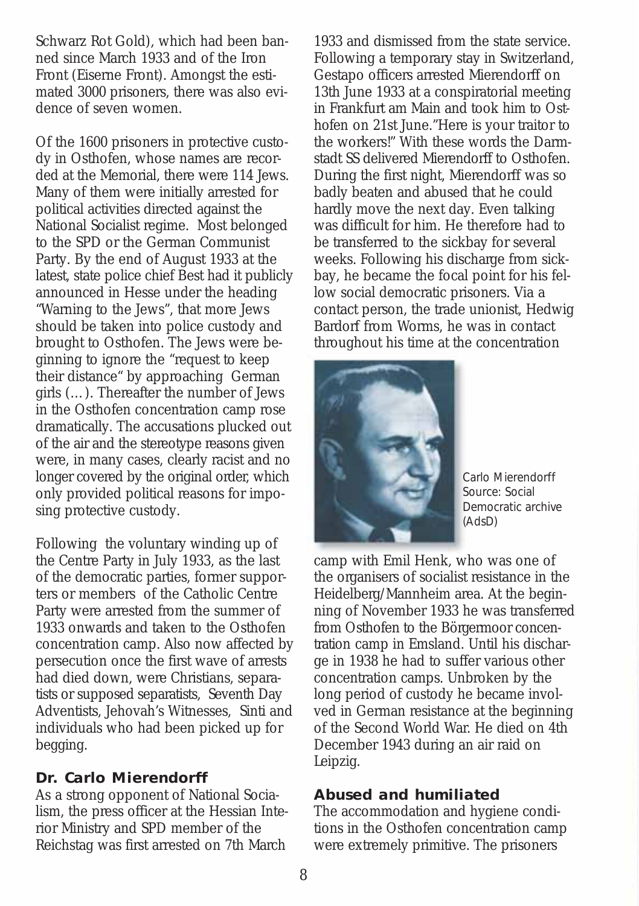Schwarz Rot Gold), which had been banned since March 1933 and of the Iron Front (Eiserne Front). Amongst the estimated 3000 prisoners, there was also evidence of seven women.

Of the 1600 prisoners in protective custody in Osthofen, whose names are recorded at the Memorial, there were 114 Jews. Many of them were initially arrested for political activities directed against the National Socialist regime. Most belonged to the SPD or the German Communist Party. By the end of August 1933 at the latest, state police chief Best had it publicly announced in Hesse under the heading "Warning to the Jews", that more Jews should be taken into police custody and brought to Osthofen. The Jews were beginning to ignore the "request to keep their distance" by approaching German girls (…). Thereafter the number of Jews in the Osthofen concentration camp rose dramatically. The accusations plucked out of the air and the stereotype reasons given were, in many cases, clearly racist and no longer covered by the original order, which only provided political reasons for imposing protective custody.

Following the voluntary winding up of the Centre Party in July 1933, as the last of the democratic parties, former supporters or members of the Catholic Centre Party were arrested from the summer of 1933 onwards and taken to the Osthofen concentration camp. Also now affected by persecution once the first wave of arrests had died down, were Christians, separatists or supposed separatists, Seventh Day Adventists, Jehovah's Witnesses, Sinti and individuals who had been picked up for begging.

### Dr. Carlo Mierendorff

As a strong opponent of National Socialism, the press officer at the Hessian Interior Ministry and SPD member of the Reichstag was first arrested on 7th March 1933 and dismissed from the state service. Following a temporary stay in Switzerland, Gestapo officers arrested Mierendorff on 13th June 1933 at a conspiratorial meeting in Frankfurt am Main and took him to Osthofen on 21st June."Here is your traitor to the workers!" With these words the Darmstadt SS delivered Mierendorff to Osthofen. During the first night, Mierendorff was so badly beaten and abused that he could hardly move the next day. Even talking was difficult for him. He therefore had to be transferred to the sickbay for several weeks. Following his discharge from sickbay, he became the focal point for his fellow social democratic prisoners. Via a contact person, the trade unionist, Hedwig Bardorf from Worms, he was in contact throughout his time at the concentration camp with Emil Henk, who was one of the organisers of socialist resistance in the Heidelberg/Mannheim area. At the beginning of November 1933 he was transferred from Osthofen to the Börgermoor concentration camp in Emsland. Until his discharge in 1938 he had to suffer various other concentration camps. Unbroken by the long period of custody he became involved in German resistance at the beginning of the Second World War. He died on 4th December 1943 during an air raid on Leipzig.

Carlo Mierendorff
Source: Social Democratic archive (AdsD)

### Abused and humiliated

The accommodation and hygiene conditions in the Osthofen concentration camp were extremely primitive. The prisoners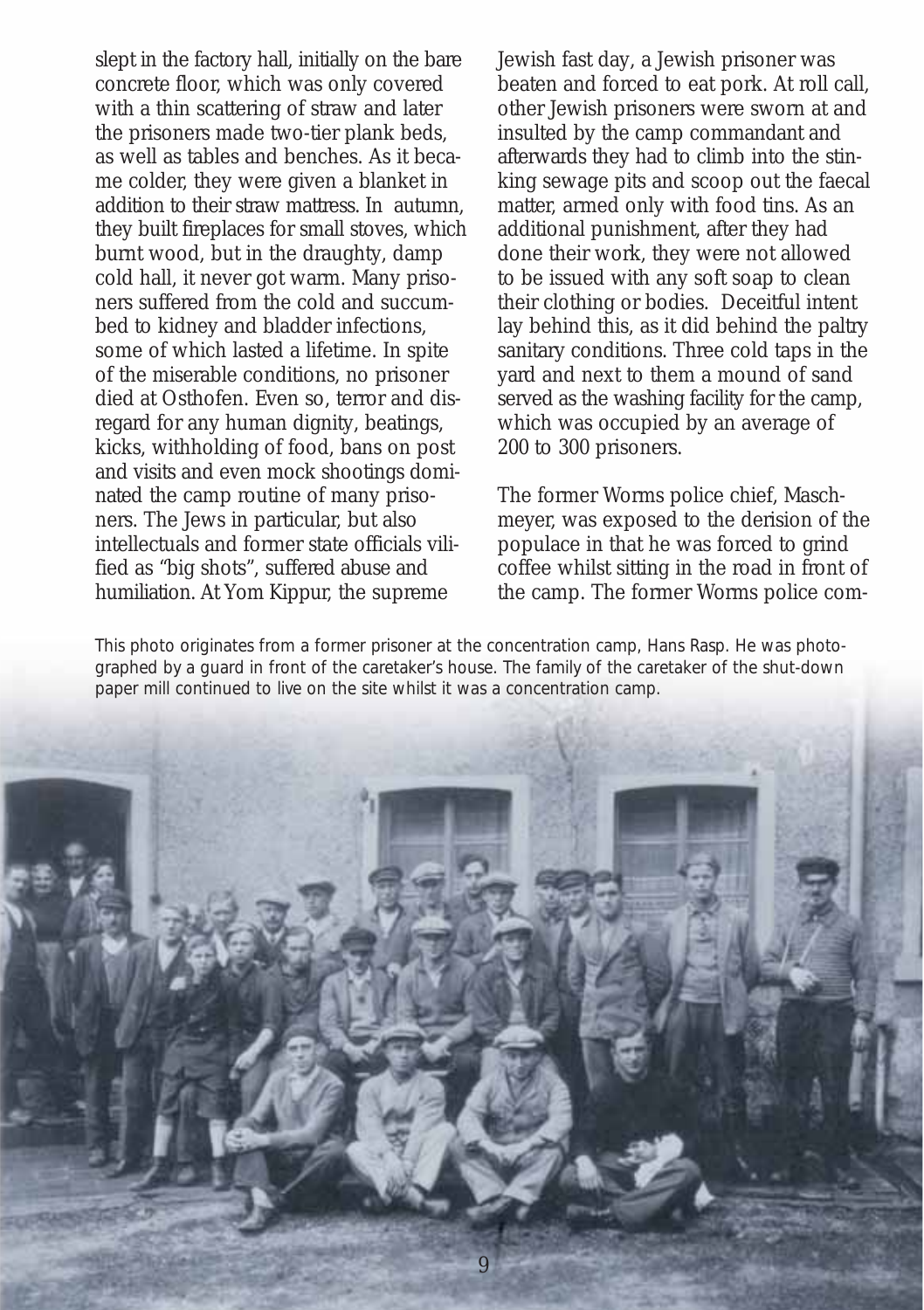slept in the factory hall, initially on the bare concrete floor, which was only covered with a thin scattering of straw and later the prisoners made two-tier plank beds, as well as tables and benches. As it became colder, they were given a blanket in addition to their straw mattress. In autumn, they built fireplaces for small stoves, which burnt wood, but in the draughty, damp cold hall, it never got warm. Many prisoners suffered from the cold and succumbed to kidney and bladder infections, some of which lasted a lifetime. In spite of the miserable conditions, no prisoner died at Osthofen. Even so, terror and disregard for any human dignity, beatings, kicks, withholding of food, bans on post and visits and even mock shootings dominated the camp routine of many prisoners. The Jews in particular, but also intellectuals and former state officials vilified as "big shots", suffered abuse and humiliation. At Yom Kippur, the supreme Jewish fast day, a Jewish prisoner was beaten and forced to eat pork. At roll call, other Jewish prisoners were sworn at and insulted by the camp commandant and afterwards they had to climb into the stinking sewage pits and scoop out the faecal matter, armed only with food tins. As an additional punishment, after they had done their work, they were not allowed to be issued with any soft soap to clean their clothing or bodies. Deceitful intent lay behind this, as it did behind the paltry sanitary conditions. Three cold taps in the yard and next to them a mound of sand served as the washing facility for the camp, which was occupied by an average of 200 to 300 prisoners.

The former Worms police chief, Maschmeyer, was exposed to the derision of the populace in that he was forced to grind coffee whilst sitting in the road in front of the camp. The former Worms police com-

This photo originates from a former prisoner at the concentration camp, Hans Rasp. He was photographed by a guard in front of the caretaker's house. The family of the caretaker of the shut-down paper mill continued to live on the site whilst it was a concentration camp.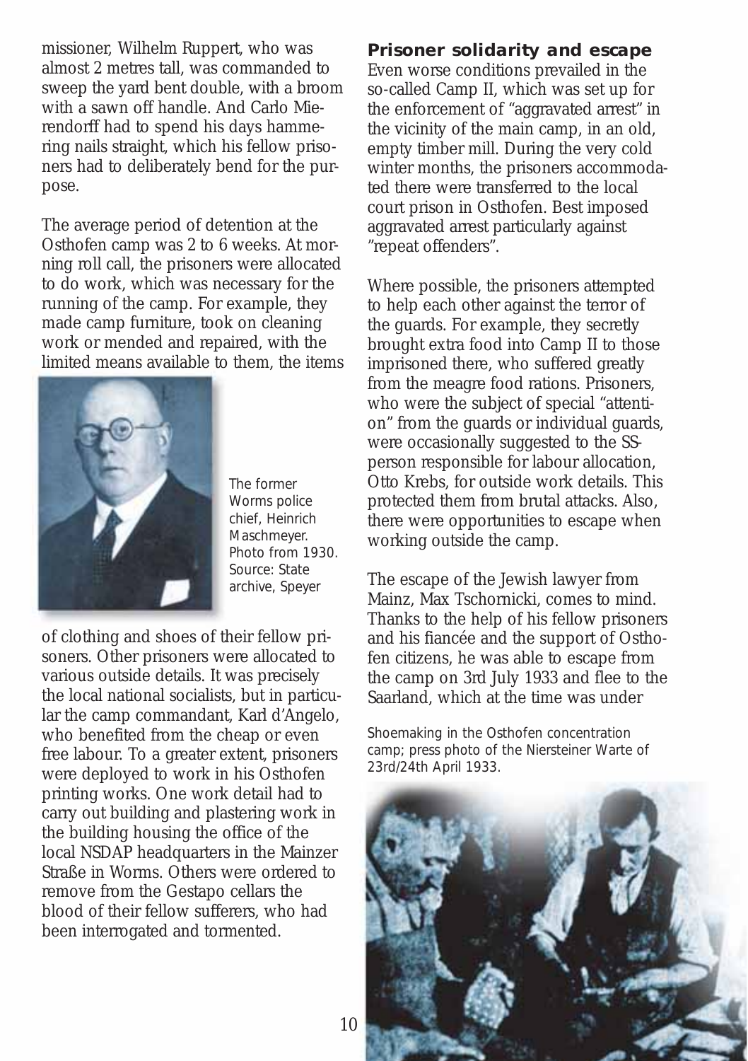missioner, Wilhelm Ruppert, who was almost 2 metres tall, was commanded to sweep the yard bent double, with a broom with a sawn off handle. And Carlo Mierendorff had to spend his days hammering nails straight, which his fellow prisoners had to deliberately bend for the purpose.

The average period of detention at the Osthofen camp was 2 to 6 weeks. At morning roll call, the prisoners were allocated to do work, which was necessary for the running of the camp. For example, they made camp furniture, took on cleaning work or mended and repaired, with the limited means available to them, the items of clothing and shoes of their fellow prisoners. Other prisoners were allocated to various outside details. It was precisely the local national socialists, but in particular the camp commandant, Karl d'Angelo, who benefited from the cheap or even free labour. To a greater extent, prisoners were deployed to work in his Osthofen printing works. One work detail had to carry out building and plastering work in the building housing the office of the local NSDAP headquarters in the Mainzer Straße in Worms. Others were ordered to remove from the Gestapo cellars the blood of their fellow sufferers, who had been interrogated and tormented.

The former Worms police chief, Heinrich Maschmeyer. Photo from 1930. Source: State archive, Speyer

## Prisoner solidarity and escape

Even worse conditions prevailed in the so-called Camp II, which was set up for the enforcement of "aggravated arrest" in the vicinity of the main camp, in an old, empty timber mill. During the very cold winter months, the prisoners accommodated there were transferred to the local court prison in Osthofen. Best imposed aggravated arrest particularly against "repeat offenders".

Where possible, the prisoners attempted to help each other against the terror of the guards. For example, they secretly brought extra food into Camp II to those imprisoned there, who suffered greatly from the meagre food rations. Prisoners, who were the subject of special "attention" from the guards or individual guards, were occasionally suggested to the SS-person responsible for labour allocation, Otto Krebs, for outside work details. This protected them from brutal attacks. Also, there were opportunities to escape when working outside the camp.

The escape of the Jewish lawyer from Mainz, Max Tschornicki, comes to mind. Thanks to the help of his fellow prisoners and his fiancée and the support of Osthofen citizens, he was able to escape from the camp on 3rd July 1933 and flee to the Saarland, which at the time was under

Shoemaking in the Osthofen concentration camp; press photo of the Niersteiner Warte of 23rd/24th April 1933.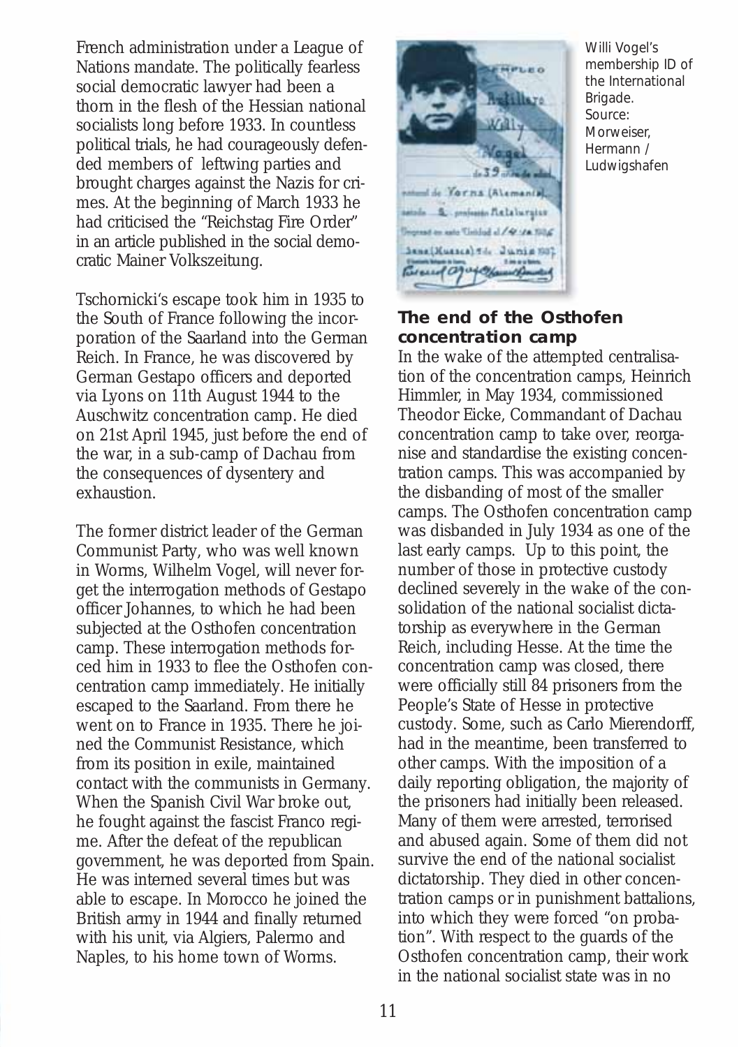French administration under a League of Nations mandate. The politically fearless social democratic lawyer had been a thorn in the flesh of the Hessian national socialists long before 1933. In countless political trials, he had courageously defended members of leftwing parties and brought charges against the Nazis for crimes. At the beginning of March 1933 he had criticised the "Reichstag Fire Order" in an article published in the social democratic Mainer Volkszeitung.

Tschornicki's escape took him in 1935 to the South of France following the incorporation of the Saarland into the German Reich. In France, he was discovered by German Gestapo officers and deported via Lyons on 11th August 1944 to the Auschwitz concentration camp. He died on 21st April 1945, just before the end of the war, in a sub-camp of Dachau from the consequences of dysentery and exhaustion.

The former district leader of the German Communist Party, who was well known in Worms, Wilhelm Vogel, will never forget the interrogation methods of Gestapo officer Johannes, to which he had been subjected at the Osthofen concentration camp. These interrogation methods forced him in 1933 to flee the Osthofen concentration camp immediately. He initially escaped to the Saarland. From there he went on to France in 1935. There he joined the Communist Resistance, which from its position in exile, maintained contact with the communists in Germany. When the Spanish Civil War broke out, he fought against the fascist Franco regime. After the defeat of the republican government, he was deported from Spain. He was interned several times but was able to escape. In Morocco he joined the British army in 1944 and finally returned with his unit, via Algiers, Palermo and Naples, to his home town of Worms.

Willi Vogel's membership ID of the International Brigade. Source: Morweiser, Hermann / Ludwigshafen

## The end of the Osthofen concentration camp

In the wake of the attempted centralisation of the concentration camps, Heinrich Himmler, in May 1934, commissioned Theodor Eicke, Commandant of Dachau concentration camp to take over, reorganise and standardise the existing concentration camps. This was accompanied by the disbanding of most of the smaller camps. The Osthofen concentration camp was disbanded in July 1934 as one of the last early camps. Up to this point, the number of those in protective custody declined severely in the wake of the consolidation of the national socialist dictatorship as everywhere in the German Reich, including Hesse. At the time the concentration camp was closed, there were officially still 84 prisoners from the People's State of Hesse in protective custody. Some, such as Carlo Mierendorff, had in the meantime, been transferred to other camps. With the imposition of a daily reporting obligation, the majority of the prisoners had initially been released. Many of them were arrested, terrorised and abused again. Some of them did not survive the end of the national socialist dictatorship. They died in other concentration camps or in punishment battalions, into which they were forced "on probation". With respect to the guards of the Osthofen concentration camp, their work in the national socialist state was in no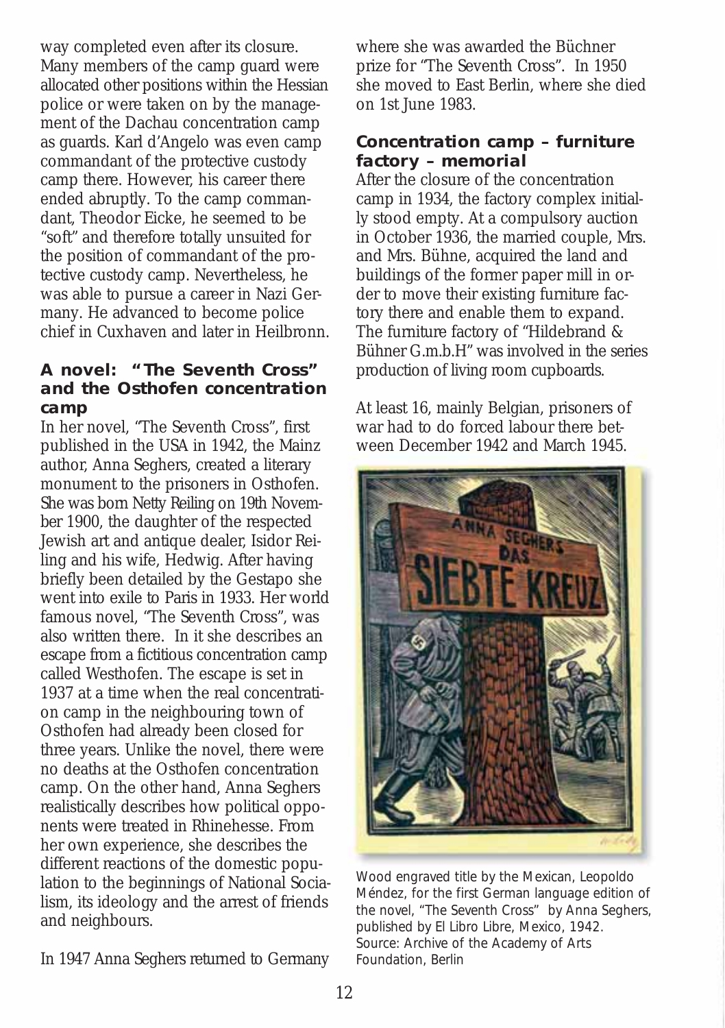way completed even after its closure. Many members of the camp guard were allocated other positions within the Hessian police or were taken on by the management of the Dachau concentration camp as guards. Karl d'Angelo was even camp commandant of the protective custody camp there. However, his career there ended abruptly. To the camp commandant, Theodor Eicke, he seemed to be "soft" and therefore totally unsuited for the position of commandant of the protective custody camp. Nevertheless, he was able to pursue a career in Nazi Germany. He advanced to become police chief in Cuxhaven and later in Heilbronn.

### A novel: "The Seventh Cross" and the Osthofen concentration camp

In her novel, "The Seventh Cross", first published in the USA in 1942, the Mainz author, Anna Seghers, created a literary monument to the prisoners in Osthofen. She was born Netty Reiling on 19th November 1900, the daughter of the respected Jewish art and antique dealer, Isidor Reiling and his wife, Hedwig. After having briefly been detailed by the Gestapo she went into exile to Paris in 1933. Her world famous novel, "The Seventh Cross", was also written there. In it she describes an escape from a fictitious concentration camp called Westhofen. The escape is set in 1937 at a time when the real concentration camp in the neighbouring town of Osthofen had already been closed for three years. Unlike the novel, there were no deaths at the Osthofen concentration camp. On the other hand, Anna Seghers realistically describes how political opponents were treated in Rhinehesse. From her own experience, she describes the different reactions of the domestic population to the beginnings of National Socialism, its ideology and the arrest of friends and neighbours.

In 1947 Anna Seghers returned to Germany where she was awarded the Büchner prize for "The Seventh Cross". In 1950 she moved to East Berlin, where she died on 1st June 1983.

### Concentration camp – furniture factory – memorial

After the closure of the concentration camp in 1934, the factory complex initially stood empty. At a compulsory auction in October 1936, the married couple, Mrs. and Mrs. Bühne, acquired the land and buildings of the former paper mill in order to move their existing furniture factory there and enable them to expand. The furniture factory of "Hildebrand & Bühner G.m.b.H" was involved in the series production of living room cupboards.

At least 16, mainly Belgian, prisoners of war had to do forced labour there between December 1942 and March 1945.

Wood engraved title by the Mexican, Leopoldo Méndez, for the first German language edition of the novel, "The Seventh Cross" by Anna Seghers, published by El Libro Libre, Mexico, 1942. Source: Archive of the Academy of Arts Foundation, Berlin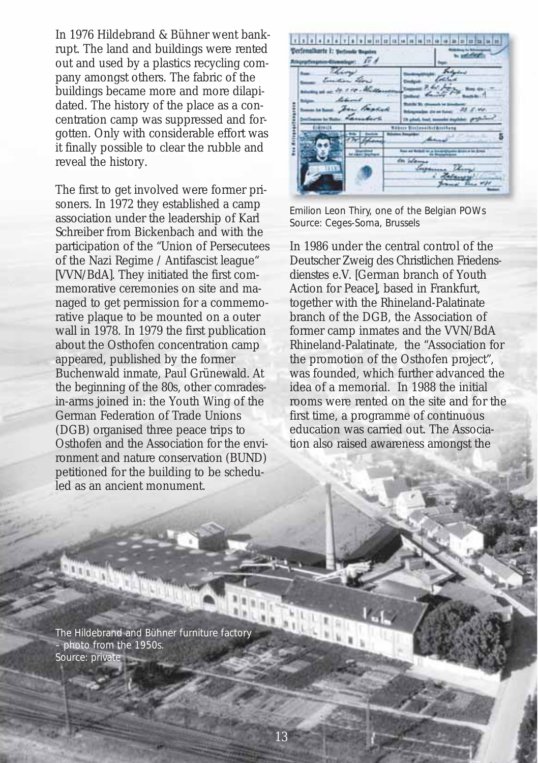In 1976 Hildebrand & Bühner went bankrupt. The land and buildings were rented out and used by a plastics recycling company amongst others. The fabric of the buildings became more and more dilapidated. The history of the place as a concentration camp was suppressed and forgotten. Only with considerable effort was it finally possible to clear the rubble and reveal the history.

The first to get involved were former prisoners. In 1972 they established a camp association under the leadership of Karl Schreiber from Bickenbach and with the participation of the "Union of Persecutees of the Nazi Regime / Antifascist league" [VVN/BdA]. They initiated the first commemorative ceremonies on site and managed to get permission for a commemorative plaque to be mounted on a outer wall in 1978. In 1979 the first publication about the Osthofen concentration camp appeared, published by the former Buchenwald inmate, Paul Grünewald. At the beginning of the 80s, other comrades-in-arms joined in: the Youth Wing of the German Federation of Trade Unions (DGB) organised three peace trips to Osthofen and the Association for the environment and nature conservation (BUND) petitioned for the building to be scheduled as an ancient monument.

Emilion Leon Thiry, one of the Belgian POWs
Source: Ceges-Soma, Brussels

In 1986 under the central control of the Deutscher Zweig des Christlichen Friedensdienstes e.V. [German branch of Youth Action for Peace], based in Frankfurt, together with the Rhineland-Palatinate branch of the DGB, the Association of former camp inmates and the VVN/BdA Rhineland-Palatinate, the "Association for the promotion of the Osthofen project", was founded, which further advanced the idea of a memorial. In 1988 the initial rooms were rented on the site and for the first time, a programme of continuous education was carried out. The Association also raised awareness amongst the

The Hildebrand and Bühner furniture factory – photo from the 1950s.
Source: private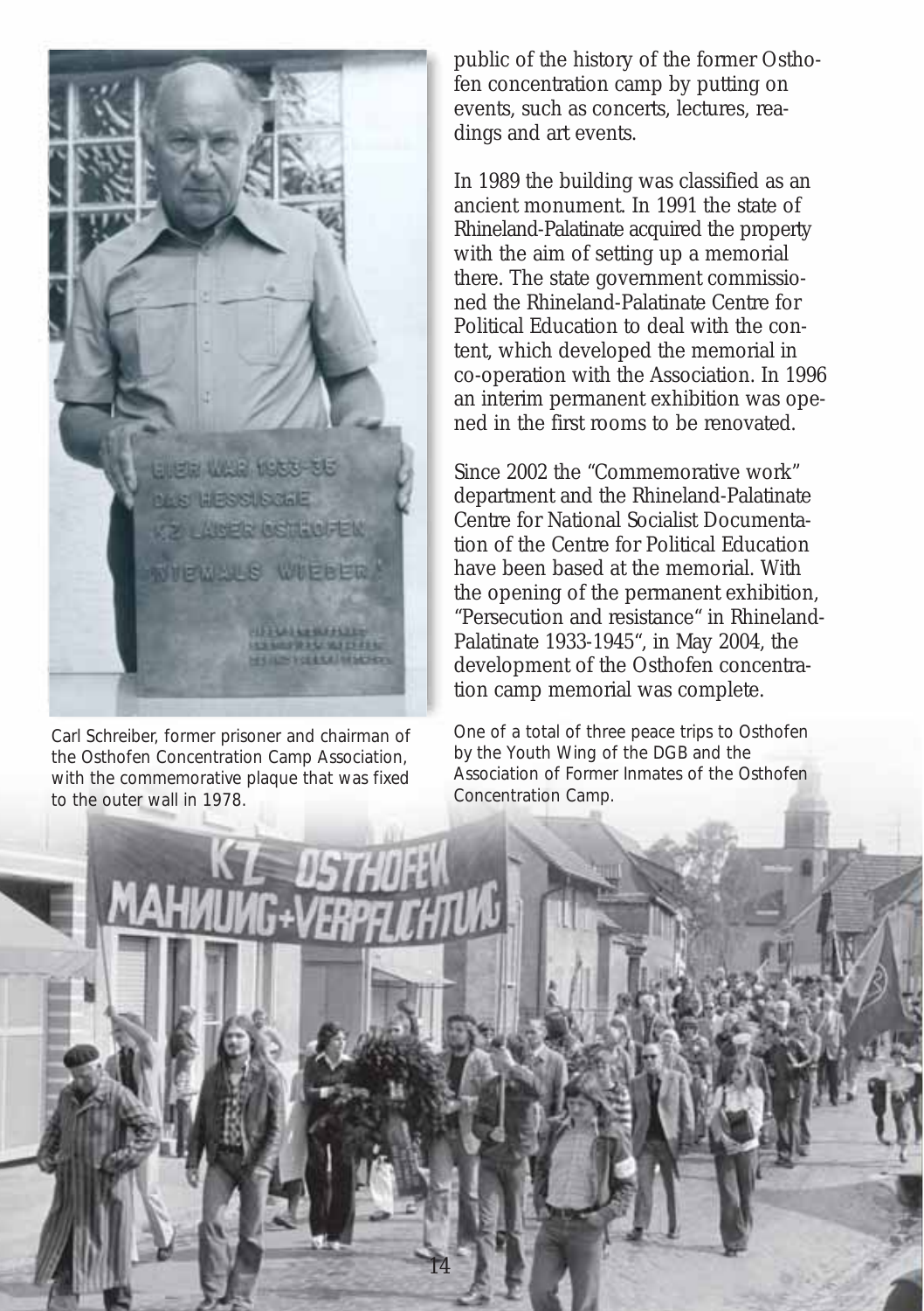Carl Schreiber, former prisoner and chairman of the Osthofen Concentration Camp Association, with the commemorative plaque that was fixed to the outer wall in 1978.

public of the history of the former Osthofen concentration camp by putting on events, such as concerts, lectures, readings and art events.

In 1989 the building was classified as an ancient monument. In 1991 the state of Rhineland-Palatinate acquired the property with the aim of setting up a memorial there. The state government commissioned the Rhineland-Palatinate Centre for Political Education to deal with the content, which developed the memorial in co-operation with the Association. In 1996 an interim permanent exhibition was opened in the first rooms to be renovated.

Since 2002 the "Commemorative work" department and the Rhineland-Palatinate Centre for National Socialist Documentation of the Centre for Political Education have been based at the memorial. With the opening of the permanent exhibition, "Persecution and resistance" in Rhineland-Palatinate 1933-1945", in May 2004, the development of the Osthofen concentration camp memorial was complete.

One of a total of three peace trips to Osthofen by the Youth Wing of the DGB and the Association of Former Inmates of the Osthofen Concentration Camp.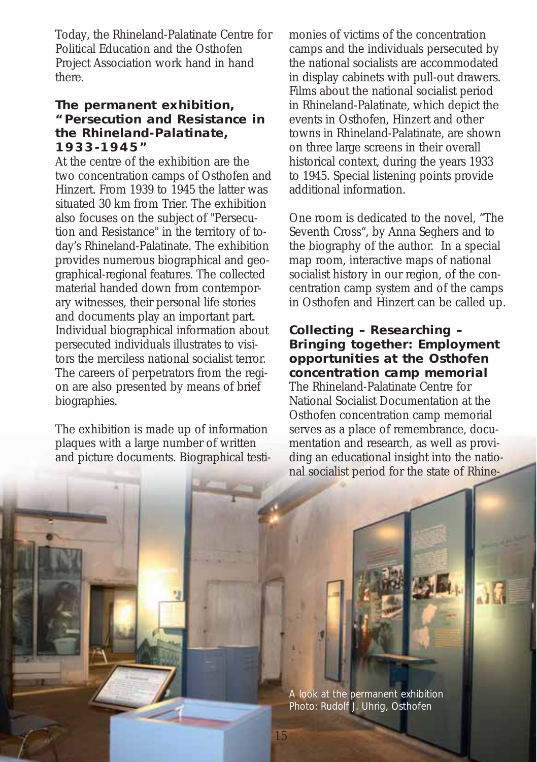Today, the Rhineland-Palatinate Centre for Political Education and the Osthofen Project Association work hand in hand there.

## The permanent exhibition, "Persecution and Resistance in the Rhineland-Palatinate, 1933-1945"

At the centre of the exhibition are the two concentration camps of Osthofen and Hinzert. From 1939 to 1945 the latter was situated 30 km from Trier. The exhibition also focuses on the subject of "Persecution and Resistance" in the territory of today's Rhineland-Palatinate. The exhibition provides numerous biographical and geographical-regional features. The collected material handed down from contemporary witnesses, their personal life stories and documents play an important part. Individual biographical information about persecuted individuals illustrates to visitors the merciless national socialist terror. The careers of perpetrators from the region are also presented by means of brief biographies.

The exhibition is made up of information plaques with a large number of written and picture documents. Biographical testimonies of victims of the concentration camps and the individuals persecuted by the national socialists are accommodated in display cabinets with pull-out drawers. Films about the national socialist period in Rhineland-Palatinate, which depict the events in Osthofen, Hinzert and other towns in Rhineland-Palatinate, are shown on three large screens in their overall historical context, during the years 1933 to 1945. Special listening points provide additional information.

One room is dedicated to the novel, "The Seventh Cross", by Anna Seghers and to the biography of the author. In a special map room, interactive maps of national socialist history in our region, of the concentration camp system and of the camps in Osthofen and Hinzert can be called up.

## Collecting – Researching – Bringing together: Employment opportunities at the Osthofen concentration camp memorial

The Rhineland-Palatinate Centre for National Socialist Documentation at the Osthofen concentration camp memorial serves as a place of remembrance, documentation and research, as well as providing an educational insight into the national socialist period for the state of Rhine-

A look at the permanent exhibition
Photo: Rudolf J. Uhrig, Osthofen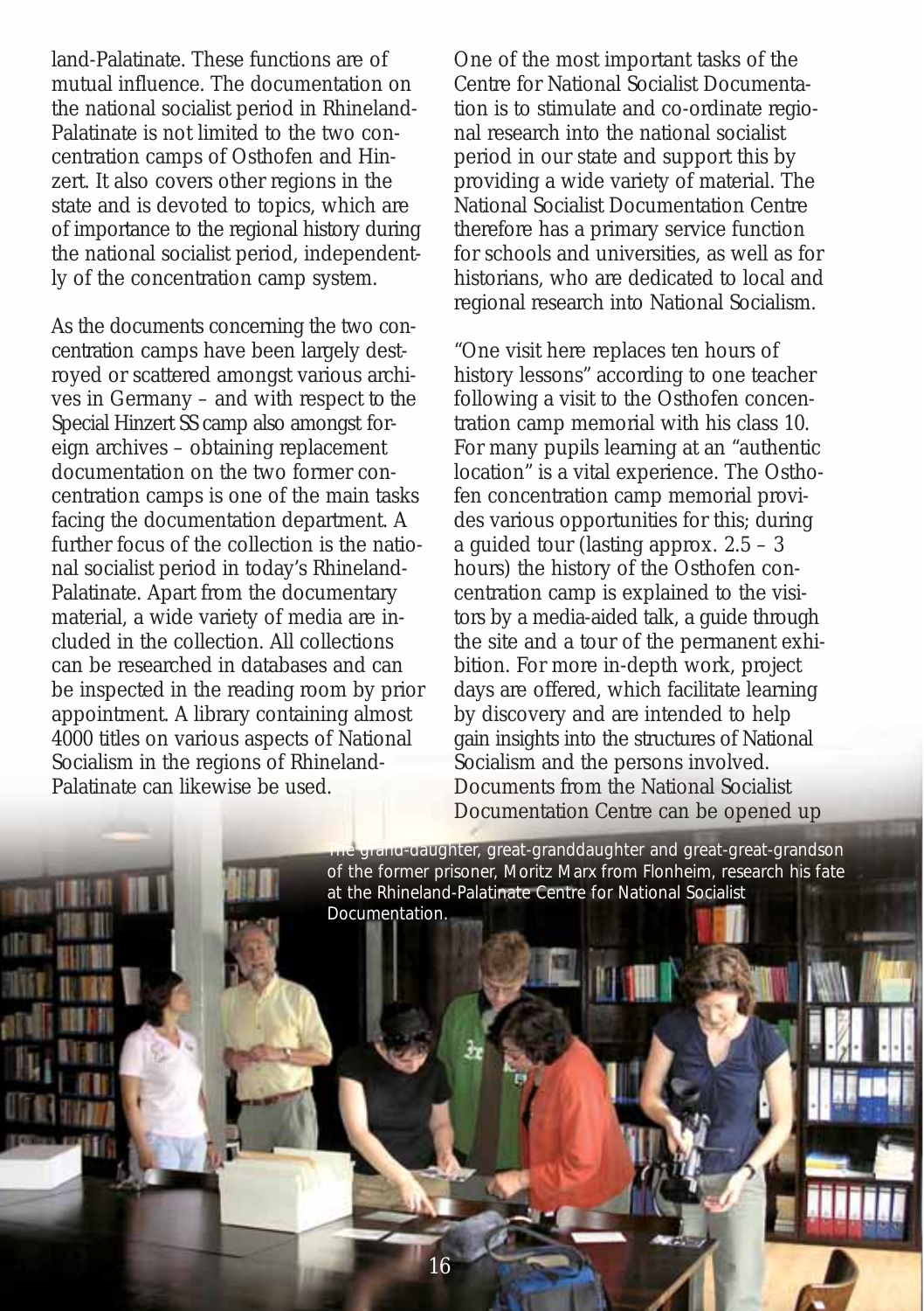land-Palatinate. These functions are of mutual influence. The documentation on the national socialist period in Rhineland-Palatinate is not limited to the two concentration camps of Osthofen and Hinzert. It also covers other regions in the state and is devoted to topics, which are of importance to the regional history during the national socialist period, independently of the concentration camp system.

As the documents concerning the two concentration camps have been largely destroyed or scattered amongst various archives in Germany – and with respect to the Special Hinzert SS camp also amongst foreign archives – obtaining replacement documentation on the two former concentration camps is one of the main tasks facing the documentation department. A further focus of the collection is the national socialist period in today's Rhineland-Palatinate. Apart from the documentary material, a wide variety of media are included in the collection. All collections can be researched in databases and can be inspected in the reading room by prior appointment. A library containing almost 4000 titles on various aspects of National Socialism in the regions of Rhineland-Palatinate can likewise be used.

One of the most important tasks of the Centre for National Socialist Documentation is to stimulate and co-ordinate regional research into the national socialist period in our state and support this by providing a wide variety of material. The National Socialist Documentation Centre therefore has a primary service function for schools and universities, as well as for historians, who are dedicated to local and regional research into National Socialism.

"One visit here replaces ten hours of history lessons" according to one teacher following a visit to the Osthofen concentration camp memorial with his class 10. For many pupils learning at an "authentic location" is a vital experience. The Osthofen concentration camp memorial provides various opportunities for this; during a guided tour (lasting approx. 2.5 – 3 hours) the history of the Osthofen concentration camp is explained to the visitors by a media-aided talk, a guide through the site and a tour of the permanent exhibition. For more in-depth work, project days are offered, which facilitate learning by discovery and are intended to help gain insights into the structures of National Socialism and the persons involved. Documents from the National Socialist Documentation Centre can be opened up

The grand-daughter, great-granddaughter and great-great-grandson of the former prisoner, Moritz Marx from Flonheim, research his fate at the Rhineland-Palatinate Centre for National Socialist Documentation.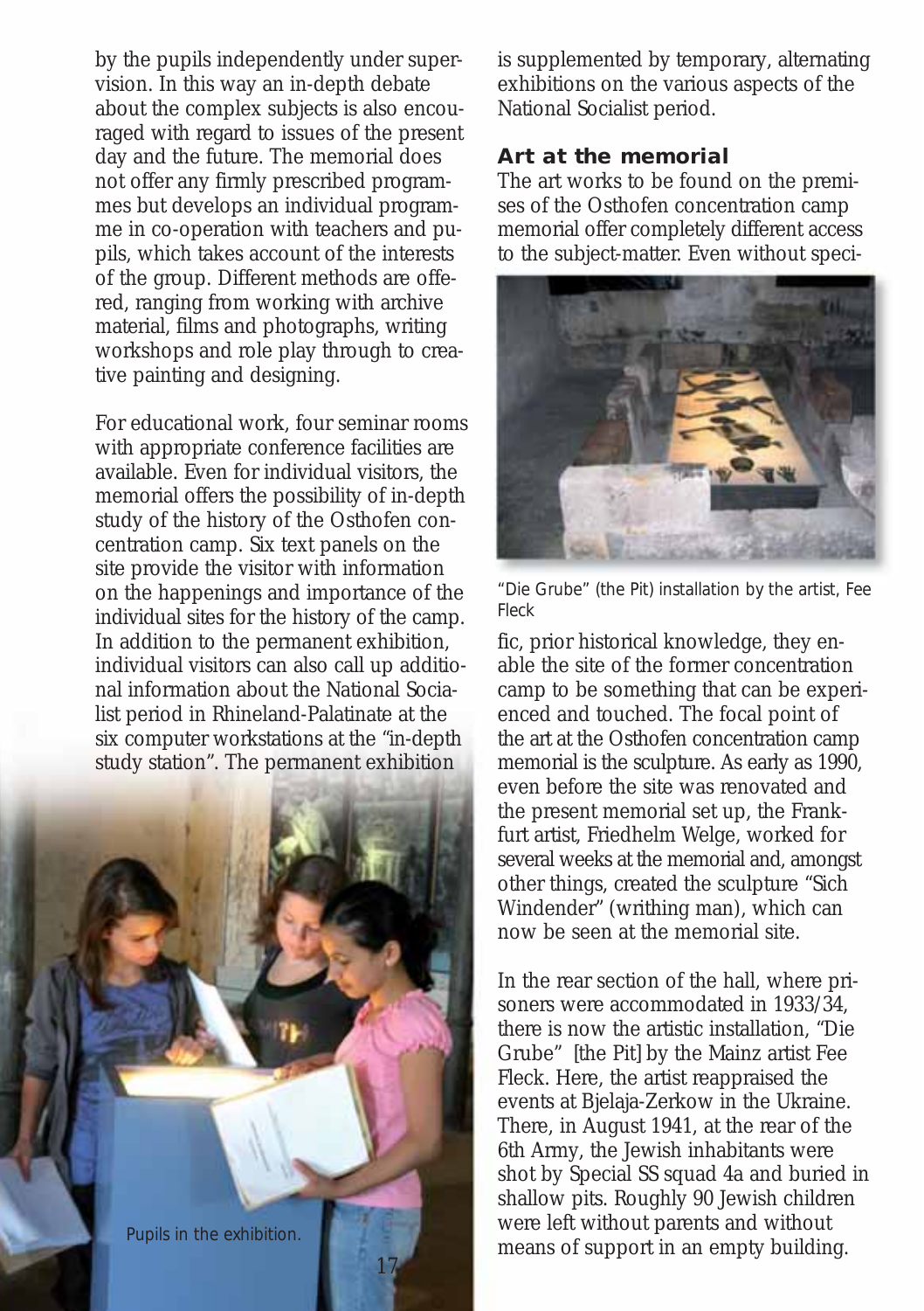by the pupils independently under supervision. In this way an in-depth debate about the complex subjects is also encouraged with regard to issues of the present day and the future. The memorial does not offer any firmly prescribed programmes but develops an individual programme in co-operation with teachers and pupils, which takes account of the interests of the group. Different methods are offered, ranging from working with archive material, films and photographs, writing workshops and role play through to creative painting and designing.

For educational work, four seminar rooms with appropriate conference facilities are available. Even for individual visitors, the memorial offers the possibility of in-depth study of the history of the Osthofen concentration camp. Six text panels on the site provide the visitor with information on the happenings and importance of the individual sites for the history of the camp. In addition to the permanent exhibition, individual visitors can also call up additional information about the National Socialist period in Rhineland-Palatinate at the six computer workstations at the "in-depth study station". The permanent exhibition is supplemented by temporary, alternating exhibitions on the various aspects of the National Socialist period.

Pupils in the exhibition.

## Art at the memorial

The art works to be found on the premises of the Osthofen concentration camp memorial offer completely different access to the subject-matter. Even without specific, prior historical knowledge, they enable the site of the former concentration camp to be something that can be experienced and touched. The focal point of the art at the Osthofen concentration camp memorial is the sculpture. As early as 1990, even before the site was renovated and the present memorial set up, the Frankfurt artist, Friedhelm Welge, worked for several weeks at the memorial and, amongst other things, created the sculpture "Sich Windender" (writhing man), which can now be seen at the memorial site.

"Die Grube" (the Pit) installation by the artist, Fee Fleck

In the rear section of the hall, where prisoners were accommodated in 1933/34, there is now the artistic installation, "Die Grube" [the Pit] by the Mainz artist Fee Fleck. Here, the artist reappraised the events at Bjelaja-Zerkow in the Ukraine. There, in August 1941, at the rear of the 6th Army, the Jewish inhabitants were shot by Special SS squad 4a and buried in shallow pits. Roughly 90 Jewish children were left without parents and without means of support in an empty building.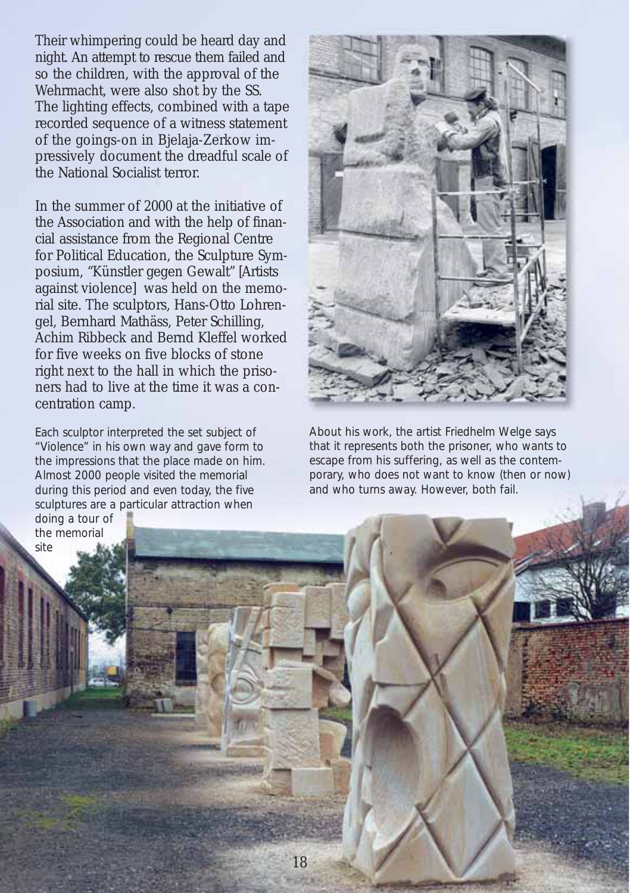Their whimpering could be heard day and night. An attempt to rescue them failed and so the children, with the approval of the Wehrmacht, were also shot by the SS. The lighting effects, combined with a tape recorded sequence of a witness statement of the goings-on in Bjelaja-Zerkow impressively document the dreadful scale of the National Socialist terror.

In the summer of 2000 at the initiative of the Association and with the help of financial assistance from the Regional Centre for Political Education, the Sculpture Symposium, "Künstler gegen Gewalt" [Artists against violence] was held on the memorial site. The sculptors, Hans-Otto Lohrengel, Bernhard Mathäss, Peter Schilling, Achim Ribbeck and Bernd Kleffel worked for five weeks on five blocks of stone right next to the hall in which the prisoners had to live at the time it was a concentration camp.

About his work, the artist Friedhelm Welge says that it represents both the prisoner, who wants to escape from his suffering, as well as the contemporary, who does not want to know (then or now) and who turns away. However, both fail.

Each sculptor interpreted the set subject of "Violence" in his own way and gave form to the impressions that the place made on him. Almost 2000 people visited the memorial during this period and even today, the five sculptures are a particular attraction when doing a tour of the memorial site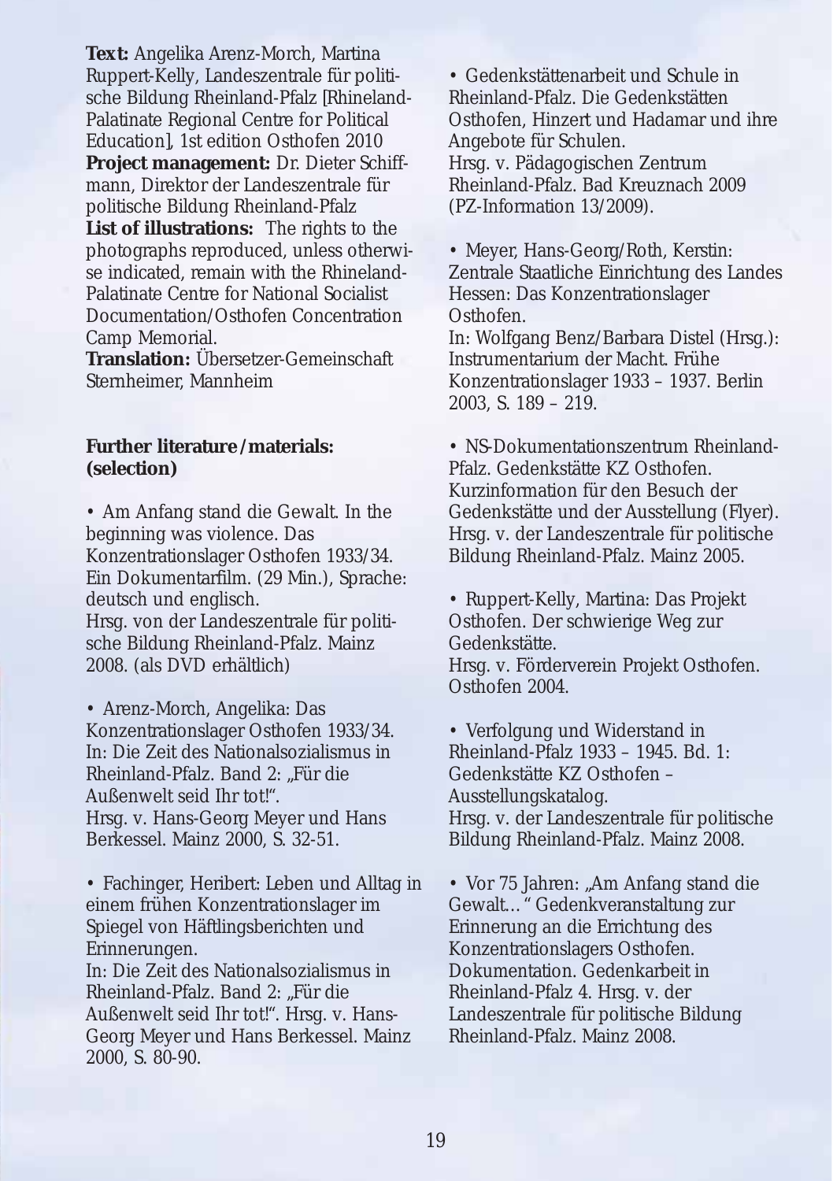**Text:** Angelika Arenz-Morch, Martina Ruppert-Kelly, Landeszentrale für politische Bildung Rheinland-Pfalz [Rhineland-Palatinate Regional Centre for Political Education], 1st edition Osthofen 2010
**Project management:** Dr. Dieter Schiffmann, Direktor der Landeszentrale für politische Bildung Rheinland-Pfalz
**List of illustrations:** The rights to the photographs reproduced, unless otherwise indicated, remain with the Rhineland-Palatinate Centre for National Socialist Documentation/Osthofen Concentration Camp Memorial.
**Translation:** Übersetzer-Gemeinschaft Sternheimer, Mannheim

**Further literature /materials: (selection)**

- Am Anfang stand die Gewalt. In the beginning was violence. Das Konzentrationslager Osthofen 1933/34. Ein Dokumentarfilm. (29 Min.), Sprache: deutsch und englisch.
Hrsg. von der Landeszentrale für politische Bildung Rheinland-Pfalz. Mainz 2008. (als DVD erhältlich)

- Arenz-Morch, Angelika: Das Konzentrationslager Osthofen 1933/34. In: Die Zeit des Nationalsozialismus in Rheinland-Pfalz. Band 2: „Für die Außenwelt seid Ihr tot!".
Hrsg. v. Hans-Georg Meyer und Hans Berkessel. Mainz 2000, S. 32-51.

- Fachinger, Heribert: Leben und Alltag in einem frühen Konzentrationslager im Spiegel von Häftlingsberichten und Erinnerungen.
In: Die Zeit des Nationalsozialismus in Rheinland-Pfalz. Band 2: „Für die Außenwelt seid Ihr tot!". Hrsg. v. Hans-Georg Meyer und Hans Berkessel. Mainz 2000, S. 80-90.

- Gedenkstättenarbeit und Schule in Rheinland-Pfalz. Die Gedenkstätten Osthofen, Hinzert und Hadamar und ihre Angebote für Schulen.
Hrsg. v. Pädagogischen Zentrum Rheinland-Pfalz. Bad Kreuznach 2009 (PZ-Information 13/2009).

- Meyer, Hans-Georg/Roth, Kerstin: Zentrale Staatliche Einrichtung des Landes Hessen: Das Konzentrationslager Osthofen.
In: Wolfgang Benz/Barbara Distel (Hrsg.): Instrumentarium der Macht. Frühe Konzentrationslager 1933 – 1937. Berlin 2003, S. 189 – 219.

- NS-Dokumentationszentrum Rheinland-Pfalz. Gedenkstätte KZ Osthofen. Kurzinformation für den Besuch der Gedenkstätte und der Ausstellung (Flyer). Hrsg. v. der Landeszentrale für politische Bildung Rheinland-Pfalz. Mainz 2005.

- Ruppert-Kelly, Martina: Das Projekt Osthofen. Der schwierige Weg zur Gedenkstätte.
Hrsg. v. Förderverein Projekt Osthofen. Osthofen 2004.

- Verfolgung und Widerstand in Rheinland-Pfalz 1933 – 1945. Bd. 1: Gedenkstätte KZ Osthofen – Ausstellungskatalog.
Hrsg. v. der Landeszentrale für politische Bildung Rheinland-Pfalz. Mainz 2008.

- Vor 75 Jahren: „Am Anfang stand die Gewalt… " Gedenkveranstaltung zur Erinnerung an die Errichtung des Konzentrationslagers Osthofen. Dokumentation. Gedenkarbeit in Rheinland-Pfalz 4. Hrsg. v. der Landeszentrale für politische Bildung Rheinland-Pfalz. Mainz 2008.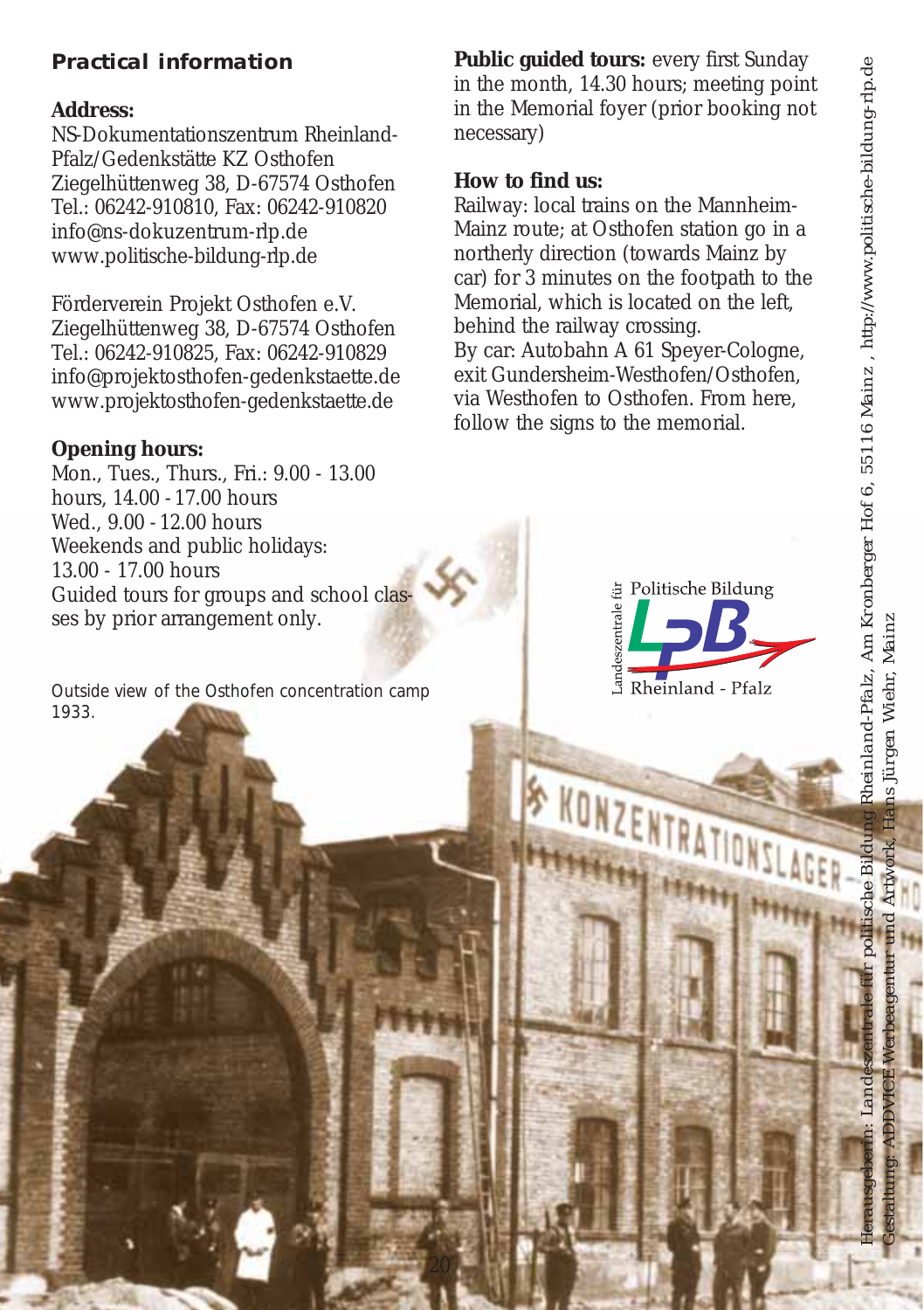## Practical information

**Address:**
NS-Dokumentationszentrum Rheinland-Pfalz/Gedenkstätte KZ Osthofen
Ziegelhüttenweg 38, D-67574 Osthofen
Tel.: 06242-910810, Fax: 06242-910820
info@ns-dokuzentrum-rlp.de
www.politische-bildung-rlp.de

Förderverein Projekt Osthofen e.V.
Ziegelhüttenweg 38, D-67574 Osthofen
Tel.: 06242-910825, Fax: 06242-910829
info@projektosthofen-gedenkstaette.de
www.projektosthofen-gedenkstaette.de

**Opening hours:**
Mon., Tues., Thurs., Fri.: 9.00 - 13.00 hours, 14.00 - 17.00 hours
Wed., 9.00 - 12.00 hours
Weekends and public holidays:
13.00 - 17.00 hours
Guided tours for groups and school classes by prior arrangement only.

**Public guided tours:** every first Sunday in the month, 14.30 hours; meeting point in the Memorial foyer (prior booking not necessary)

**How to find us:**
Railway: local trains on the Mannheim-Mainz route; at Osthofen station go in a northerly direction (towards Mainz by car) for 3 minutes on the footpath to the Memorial, which is located on the left, behind the railway crossing.
By car: Autobahn A 61 Speyer-Cologne, exit Gundersheim-Westhofen/Osthofen, via Westhofen to Osthofen. From here, follow the signs to the memorial.

Landeszentrale für Politische Bildung Rheinland - Pfalz

Outside view of the Osthofen concentration camp 1933.

Herausgeberin: Landeszentrale für politische Bildung Rheinland-Pfalz, Am Kronberger Hof 6, 55116 Mainz , http://www.politische-bildung-rlp.de
Gestaltung: ADDVICE Werbeagentur und Artwork, Hans Jürgen Wiehr, Mainz